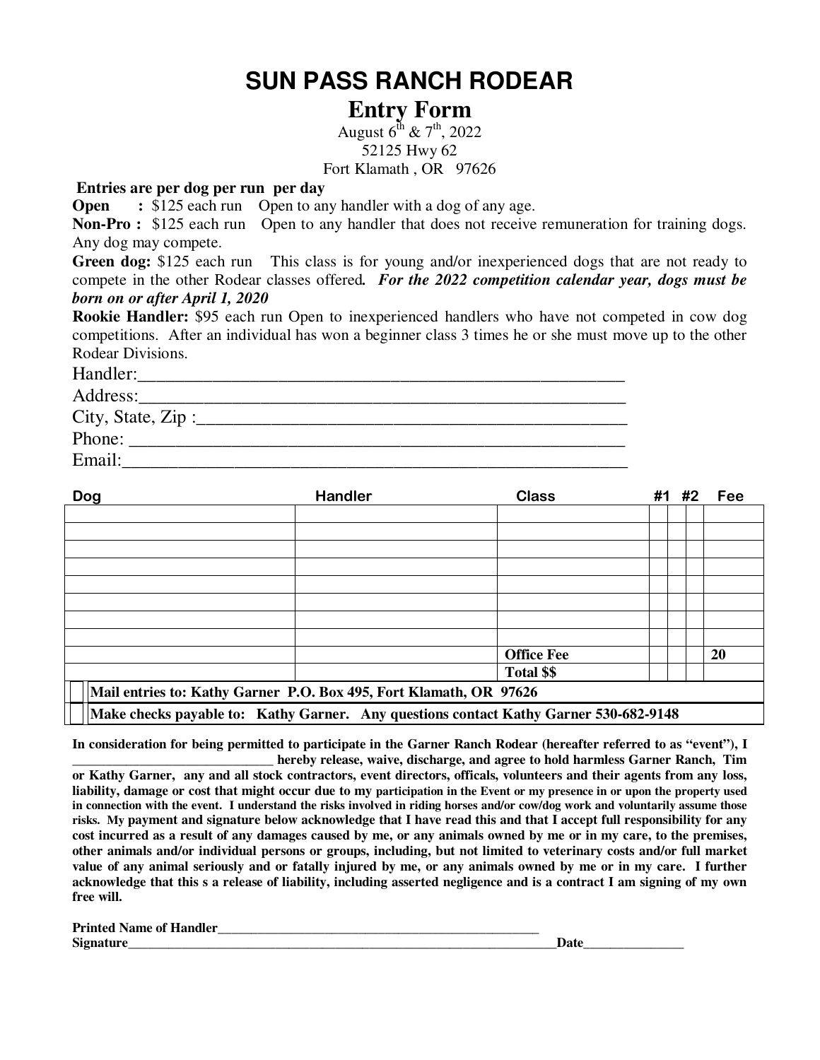# SUN PASS RANCH RODEAR

## Entry Form

August 6th & 7th, 2022
52125 Hwy 62
Fort Klamath , OR 97626

**Entries are per dog per run per day**

**Open :** $125 each run Open to any handler with a dog of any age.

**Non-Pro :** $125 each run Open to any handler that does not receive remuneration for training dogs. Any dog may compete.

**Green dog:** $125 each run This class is for young and/or inexperienced dogs that are not ready to compete in the other Rodear classes offered. ***For the 2022 competition calendar year, dogs must be born on or after April 1, 2020***

**Rookie Handler:** $95 each run Open to inexperienced handlers who have not competed in cow dog competitions. After an individual has won a beginner class 3 times he or she must move up to the other Rodear Divisions.

Handler:_______________________________________________________

Address:_______________________________________________________

City, State, Zip :_______________________________________________

Phone: ________________________________________________________

Email:_________________________________________________________

| Dog | Handler | Class | #1 | #2 | Fee |
|---|---|---|---|---|---|
| | | | | | |
| | | | | | |
| | | | | | |
| | | | | | |
| | | | | | |
| | | | | | |
| | | | | | |
| | | | | | |
| | | **Office Fee** | | | **20** |
| | | **Total $$** | | | |

**Mail entries to: Kathy Garner P.O. Box 495, Fort Klamath, OR 97626**

**Make checks payable to: Kathy Garner. Any questions contact Kathy Garner 530-682-9148**

**In consideration for being permitted to participate in the Garner Ranch Rodear (hereafter referred to as "event"), I ______________________________ hereby release, waive, discharge, and agree to hold harmless Garner Ranch, Tim or Kathy Garner, any and all stock contractors, event directors, officals, volunteers and their agents from any loss, liability, damage or cost that might occur due to my participation in the Event or my presence in or upon the property used in connection with the event. I understand the risks involved in riding horses and/or cow/dog work and voluntarily assume those risks. My payment and signature below acknowledge that I have read this and that I accept full responsibility for any cost incurred as a result of any damages caused by me, or any animals owned by me or in my care, to the premises, other animals and/or individual persons or groups, including, but not limited to veterinary costs and/or full market value of any animal seriously and or fatally injured by me, or any animals owned by me or in my care. I further acknowledge that this s a release of liability, including asserted negligence and is a contract I am signing of my own free will.**

**Printed Name of Handler**_________________________________________________

**Signature**_____________________________________________________________**Date**_______________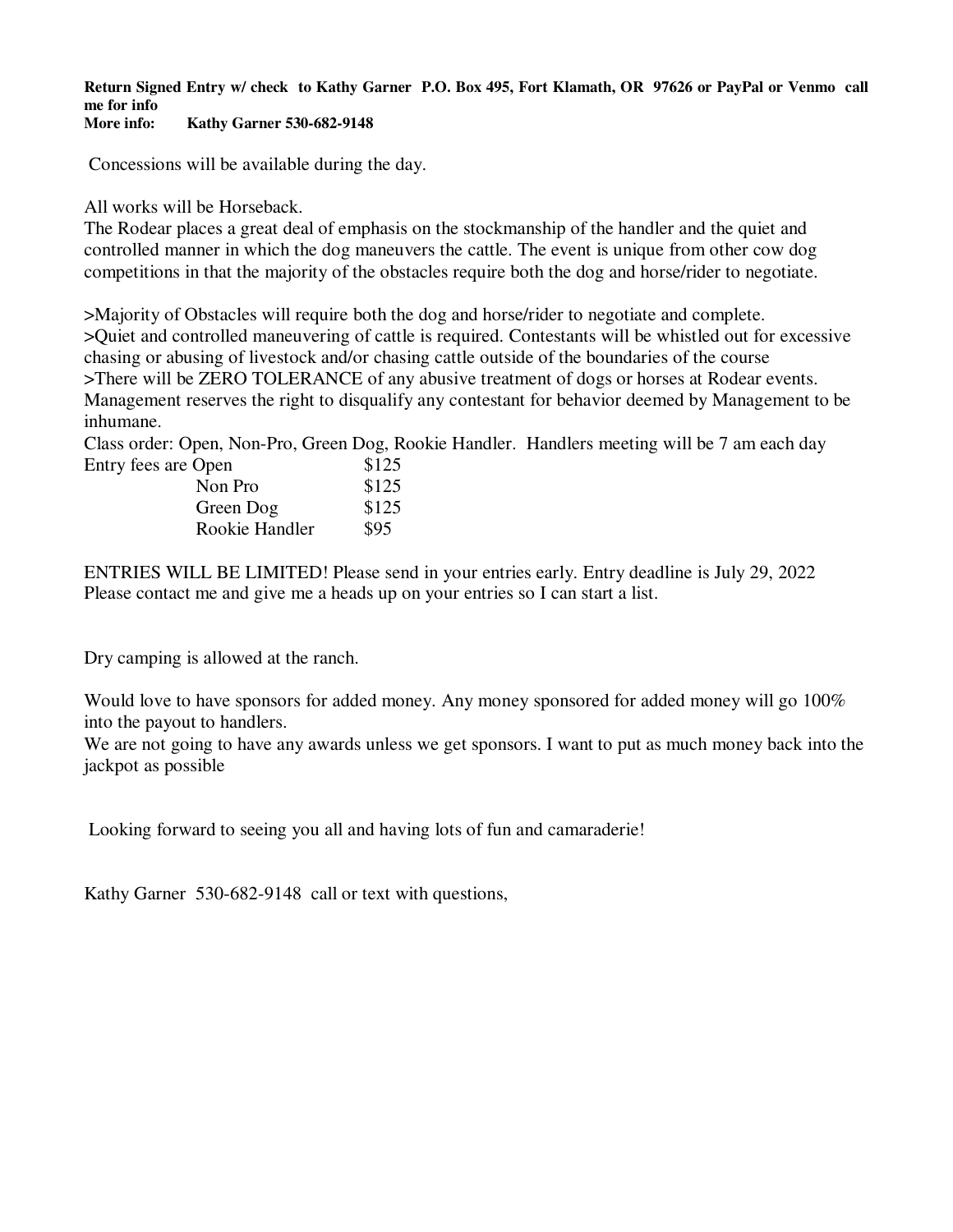**Return Signed Entry w/ check to Kathy Garner P.O. Box 495, Fort Klamath, OR 97626 or PayPal or Venmo call me for info**
**More info: Kathy Garner 530-682-9148**

Concessions will be available during the day.

All works will be Horseback.
The Rodear places a great deal of emphasis on the stockmanship of the handler and the quiet and controlled manner in which the dog maneuvers the cattle. The event is unique from other cow dog competitions in that the majority of the obstacles require both the dog and horse/rider to negotiate.

>Majority of Obstacles will require both the dog and horse/rider to negotiate and complete.
>Quiet and controlled maneuvering of cattle is required. Contestants will be whistled out for excessive chasing or abusing of livestock and/or chasing cattle outside of the boundaries of the course
>There will be ZERO TOLERANCE of any abusive treatment of dogs or horses at Rodear events. Management reserves the right to disqualify any contestant for behavior deemed by Management to be inhumane.
Class order: Open, Non-Pro, Green Dog, Rookie Handler. Handlers meeting will be 7 am each day

| | |
|---|---|
| Entry fees are Open | $125 |
| Non Pro | $125 |
| Green Dog | $125 |
| Rookie Handler | $95 |

ENTRIES WILL BE LIMITED! Please send in your entries early. Entry deadline is July 29, 2022
Please contact me and give me a heads up on your entries so I can start a list.

Dry camping is allowed at the ranch.

Would love to have sponsors for added money. Any money sponsored for added money will go 100% into the payout to handlers.
We are not going to have any awards unless we get sponsors. I want to put as much money back into the jackpot as possible

Looking forward to seeing you all and having lots of fun and camaraderie!

Kathy Garner 530-682-9148 call or text with questions,